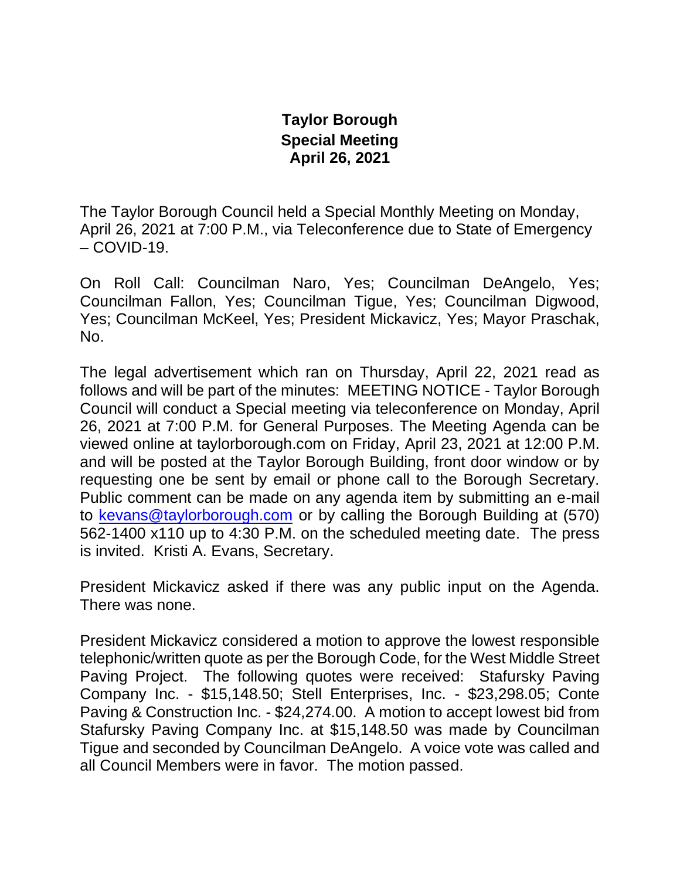# Taylor Borough
## Special Meeting
## April 26, 2021

The Taylor Borough Council held a Special Monthly Meeting on Monday, April 26, 2021 at 7:00 P.M., via Teleconference due to State of Emergency – COVID-19.

On Roll Call: Councilman Naro, Yes; Councilman DeAngelo, Yes; Councilman Fallon, Yes; Councilman Tigue, Yes; Councilman Digwood, Yes; Councilman McKeel, Yes; President Mickavicz, Yes; Mayor Praschak, No.

The legal advertisement which ran on Thursday, April 22, 2021 read as follows and will be part of the minutes: MEETING NOTICE - Taylor Borough Council will conduct a Special meeting via teleconference on Monday, April 26, 2021 at 7:00 P.M. for General Purposes. The Meeting Agenda can be viewed online at taylorborough.com on Friday, April 23, 2021 at 12:00 P.M. and will be posted at the Taylor Borough Building, front door window or by requesting one be sent by email or phone call to the Borough Secretary. Public comment can be made on any agenda item by submitting an e-mail to kevans@taylorborough.com or by calling the Borough Building at (570) 562-1400 x110 up to 4:30 P.M. on the scheduled meeting date. The press is invited. Kristi A. Evans, Secretary.

President Mickavicz asked if there was any public input on the Agenda. There was none.

President Mickavicz considered a motion to approve the lowest responsible telephonic/written quote as per the Borough Code, for the West Middle Street Paving Project. The following quotes were received: Stafursky Paving Company Inc. - $15,148.50; Stell Enterprises, Inc. - $23,298.05; Conte Paving & Construction Inc. - $24,274.00. A motion to accept lowest bid from Stafursky Paving Company Inc. at $15,148.50 was made by Councilman Tigue and seconded by Councilman DeAngelo. A voice vote was called and all Council Members were in favor. The motion passed.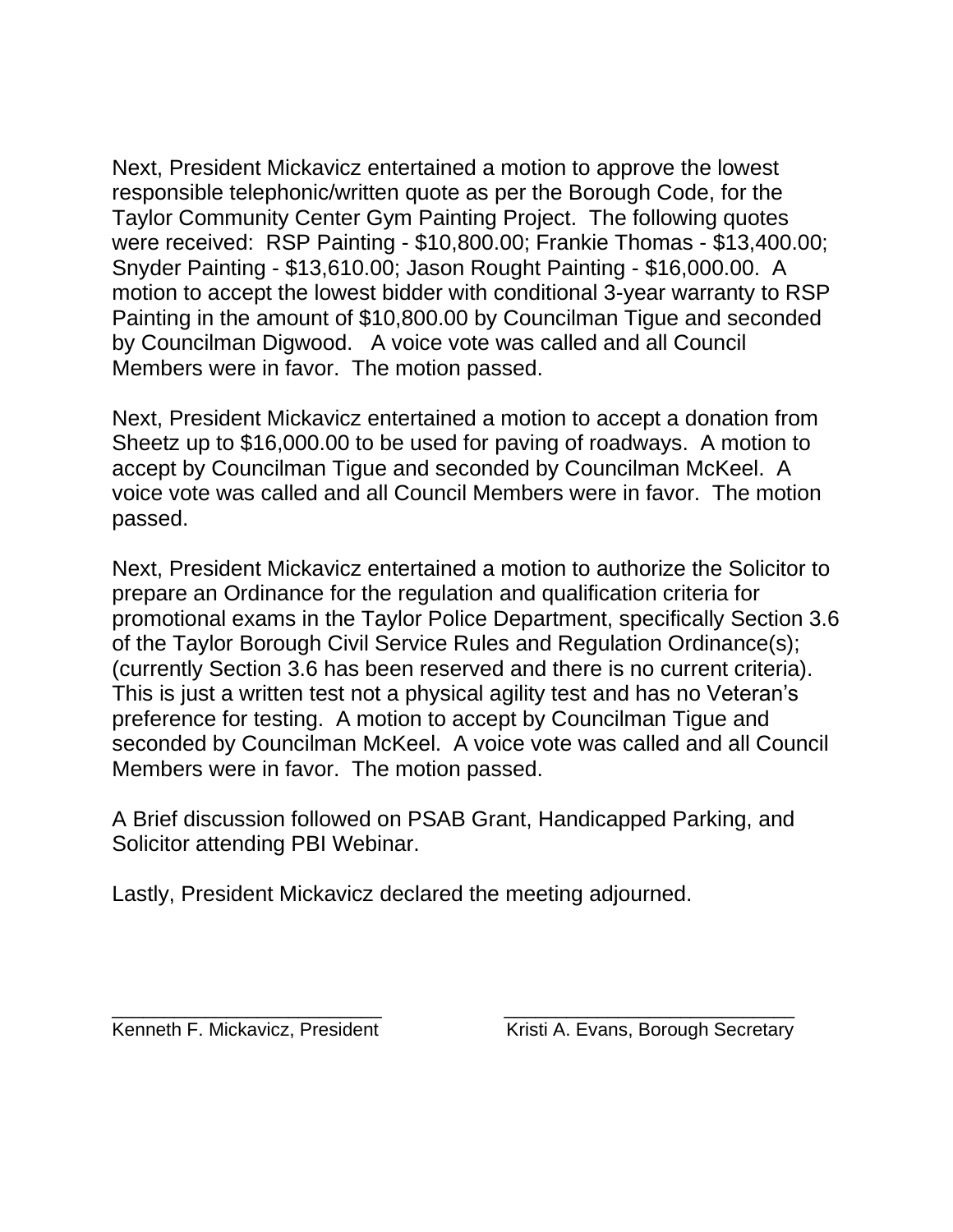Next, President Mickavicz entertained a motion to approve the lowest responsible telephonic/written quote as per the Borough Code, for the Taylor Community Center Gym Painting Project. The following quotes were received: RSP Painting - $10,800.00; Frankie Thomas - $13,400.00; Snyder Painting - $13,610.00; Jason Rought Painting - $16,000.00. A motion to accept the lowest bidder with conditional 3-year warranty to RSP Painting in the amount of $10,800.00 by Councilman Tigue and seconded by Councilman Digwood. A voice vote was called and all Council Members were in favor. The motion passed.

Next, President Mickavicz entertained a motion to accept a donation from Sheetz up to $16,000.00 to be used for paving of roadways. A motion to accept by Councilman Tigue and seconded by Councilman McKeel. A voice vote was called and all Council Members were in favor. The motion passed.

Next, President Mickavicz entertained a motion to authorize the Solicitor to prepare an Ordinance for the regulation and qualification criteria for promotional exams in the Taylor Police Department, specifically Section 3.6 of the Taylor Borough Civil Service Rules and Regulation Ordinance(s); (currently Section 3.6 has been reserved and there is no current criteria). This is just a written test not a physical agility test and has no Veteran's preference for testing. A motion to accept by Councilman Tigue and seconded by Councilman McKeel. A voice vote was called and all Council Members were in favor. The motion passed.

A Brief discussion followed on PSAB Grant, Handicapped Parking, and Solicitor attending PBI Webinar.

Lastly, President Mickavicz declared the meeting adjourned.

\_\_\_\_\_\_\_\_\_\_\_\_\_\_\_\_\_\_\_\_\_\_\_\_\_\_ Kenneth F. Mickavicz, President

\_\_\_\_\_\_\_\_\_\_\_\_\_\_\_\_\_\_\_\_\_\_\_\_\_\_\_\_ Kristi A. Evans, Borough Secretary